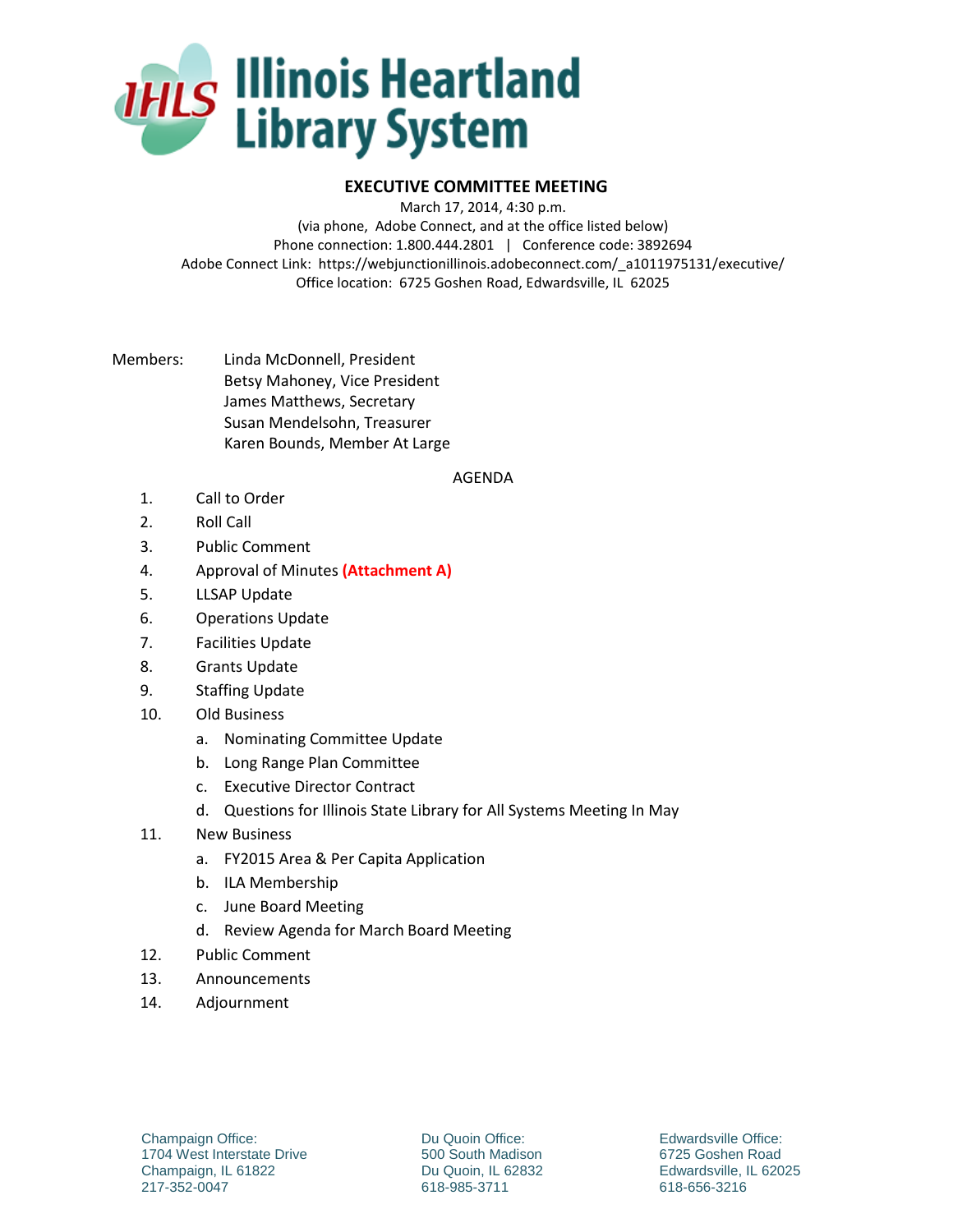# Illinois Heartland Library System

## EXECUTIVE COMMITTEE MEETING

March 17, 2014, 4:30 p.m.
(via phone, Adobe Connect, and at the office listed below)
Phone connection: 1.800.444.2801 | Conference code: 3892694
Adobe Connect Link: https://webjunctionillinois.adobeconnect.com/_a1011975131/executive/
Office location: 6725 Goshen Road, Edwardsville, IL 62025

Members:
- Linda McDonnell, President
- Betsy Mahoney, Vice President
- James Matthews, Secretary
- Susan Mendelsohn, Treasurer
- Karen Bounds, Member At Large

AGENDA

1. Call to Order
2. Roll Call
3. Public Comment
4. Approval of Minutes **(Attachment A)**
5. LLSAP Update
6. Operations Update
7. Facilities Update
8. Grants Update
9. Staffing Update
10. Old Business
    a. Nominating Committee Update
    b. Long Range Plan Committee
    c. Executive Director Contract
    d. Questions for Illinois State Library for All Systems Meeting In May
11. New Business
    a. FY2015 Area & Per Capita Application
    b. ILA Membership
    c. June Board Meeting
    d. Review Agenda for March Board Meeting
12. Public Comment
13. Announcements
14. Adjournment

Champaign Office:
1704 West Interstate Drive
Champaign, IL 61822
217-352-0047

Du Quoin Office:
500 South Madison
Du Quoin, IL 62832
618-985-3711

Edwardsville Office:
6725 Goshen Road
Edwardsville, IL 62025
618-656-3216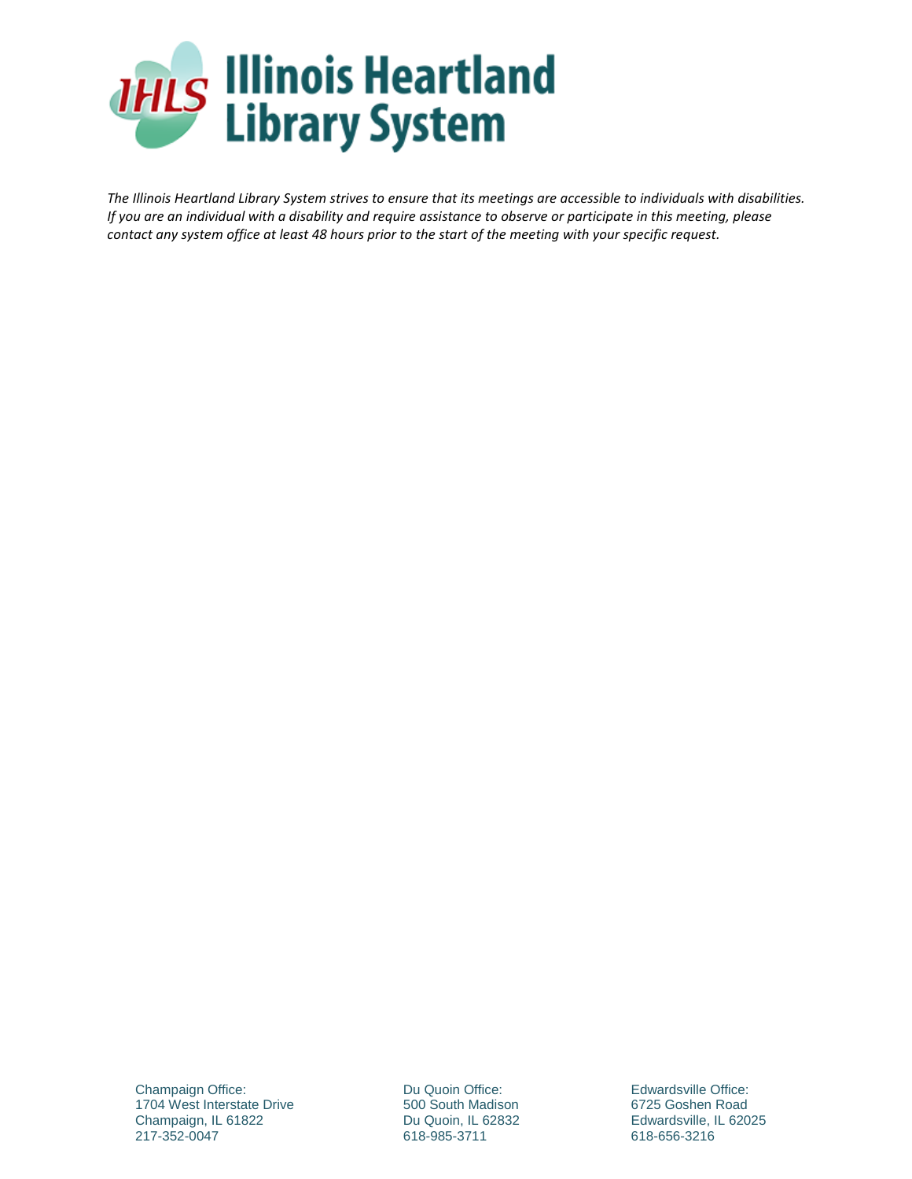# Illinois Heartland Library System

*The Illinois Heartland Library System strives to ensure that its meetings are accessible to individuals with disabilities. If you are an individual with a disability and require assistance to observe or participate in this meeting, please contact any system office at least 48 hours prior to the start of the meeting with your specific request.*

Champaign Office:
1704 West Interstate Drive
Champaign, IL 61822
217-352-0047

Du Quoin Office:
500 South Madison
Du Quoin, IL 62832
618-985-3711

Edwardsville Office:
6725 Goshen Road
Edwardsville, IL 62025
618-656-3216